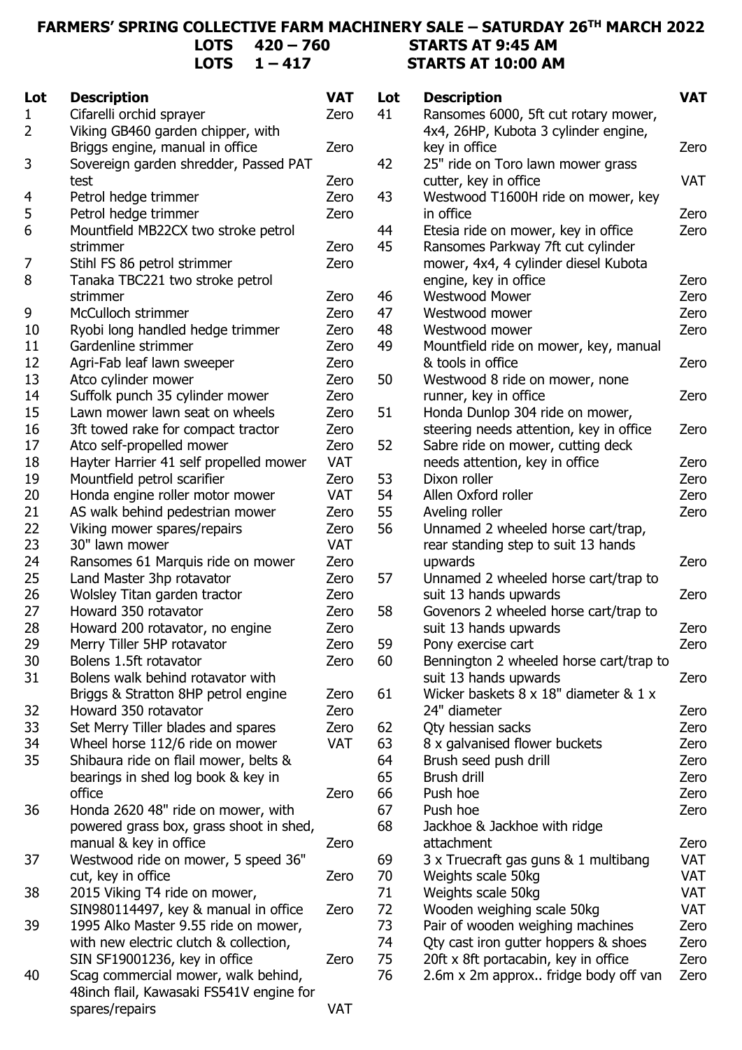# FARMERS' SPRING COLLECTIVE FARM MACHINERY SALE – SATURDAY 26TH MARCH 2022

**LOTS 420 – 760 STARTS AT 9:45 AM**

**LOTS 1 – 417 STARTS AT 10:00 AM**

| Lot | Description | VAT |
|---|---|---|
| 1 | Cifarelli orchid sprayer | Zero |
| 2 | Viking GB460 garden chipper, with Briggs engine, manual in office | Zero |
| 3 | Sovereign garden shredder, Passed PAT test | Zero |
| 4 | Petrol hedge trimmer | Zero |
| 5 | Petrol hedge trimmer | Zero |
| 6 | Mountfield MB22CX two stroke petrol strimmer | Zero |
| 7 | Stihl FS 86 petrol strimmer | Zero |
| 8 | Tanaka TBC221 two stroke petrol strimmer | Zero |
| 9 | McCulloch strimmer | Zero |
| 10 | Ryobi long handled hedge trimmer | Zero |
| 11 | Gardenline strimmer | Zero |
| 12 | Agri-Fab leaf lawn sweeper | Zero |
| 13 | Atco cylinder mower | Zero |
| 14 | Suffolk punch 35 cylinder mower | Zero |
| 15 | Lawn mower lawn seat on wheels | Zero |
| 16 | 3ft towed rake for compact tractor | Zero |
| 17 | Atco self-propelled mower | Zero |
| 18 | Hayter Harrier 41 self propelled mower | VAT |
| 19 | Mountfield petrol scarifier | Zero |
| 20 | Honda engine roller motor mower | VAT |
| 21 | AS walk behind pedestrian mower | Zero |
| 22 | Viking mower spares/repairs | Zero |
| 23 | 30" lawn mower | VAT |
| 24 | Ransomes 61 Marquis ride on mower | Zero |
| 25 | Land Master 3hp rotavator | Zero |
| 26 | Wolsley Titan garden tractor | Zero |
| 27 | Howard 350 rotavator | Zero |
| 28 | Howard 200 rotavator, no engine | Zero |
| 29 | Merry Tiller 5HP rotavator | Zero |
| 30 | Bolens 1.5ft rotavator | Zero |
| 31 | Bolens walk behind rotavator with Briggs & Stratton 8HP petrol engine | Zero |
| 32 | Howard 350 rotavator | Zero |
| 33 | Set Merry Tiller blades and spares | Zero |
| 34 | Wheel horse 112/6 ride on mower | VAT |
| 35 | Shibaura ride on flail mower, belts & bearings in shed log book & key in office | Zero |
| 36 | Honda 2620 48" ride on mower, with powered grass box, grass shoot in shed, manual & key in office | Zero |
| 37 | Westwood ride on mower, 5 speed 36" cut, key in office | Zero |
| 38 | 2015 Viking T4 ride on mower, SIN980114497, key & manual in office | Zero |
| 39 | 1995 Alko Master 9.55 ride on mower, with new electric clutch & collection, SIN SF19001236, key in office | Zero |
| 40 | Scag commercial mower, walk behind, 48inch flail, Kawasaki FS541V engine for spares/repairs | VAT |
| 41 | Ransomes 6000, 5ft cut rotary mower, 4x4, 26HP, Kubota 3 cylinder engine, key in office | Zero |
| 42 | 25" ride on Toro lawn mower grass cutter, key in office | VAT |
| 43 | Westwood T1600H ride on mower, key in office | Zero |
| 44 | Etesia ride on mower, key in office | Zero |
| 45 | Ransomes Parkway 7ft cut cylinder mower, 4x4, 4 cylinder diesel Kubota engine, key in office | Zero |
| 46 | Westwood Mower | Zero |
| 47 | Westwood mower | Zero |
| 48 | Westwood mower | Zero |
| 49 | Mountfield ride on mower, key, manual & tools in office | Zero |
| 50 | Westwood 8 ride on mower, none runner, key in office | Zero |
| 51 | Honda Dunlop 304 ride on mower, steering needs attention, key in office | Zero |
| 52 | Sabre ride on mower, cutting deck needs attention, key in office | Zero |
| 53 | Dixon roller | Zero |
| 54 | Allen Oxford roller | Zero |
| 55 | Aveling roller | Zero |
| 56 | Unnamed 2 wheeled horse cart/trap, rear standing step to suit 13 hands upwards | Zero |
| 57 | Unnamed 2 wheeled horse cart/trap to suit 13 hands upwards | Zero |
| 58 | Govenors 2 wheeled horse cart/trap to suit 13 hands upwards | Zero |
| 59 | Pony exercise cart | Zero |
| 60 | Bennington 2 wheeled horse cart/trap to suit 13 hands upwards | Zero |
| 61 | Wicker baskets 8 x 18" diameter & 1 x 24" diameter | Zero |
| 62 | Qty hessian sacks | Zero |
| 63 | 8 x galvanised flower buckets | Zero |
| 64 | Brush seed push drill | Zero |
| 65 | Brush drill | Zero |
| 66 | Push hoe | Zero |
| 67 | Push hoe | Zero |
| 68 | Jackhoe & Jackhoe with ridge attachment | Zero |
| 69 | 3 x Truecraft gas guns & 1 multibang | VAT |
| 70 | Weights scale 50kg | VAT |
| 71 | Weights scale 50kg | VAT |
| 72 | Wooden weighing scale 50kg | VAT |
| 73 | Pair of wooden weighing machines | Zero |
| 74 | Qty cast iron gutter hoppers & shoes | Zero |
| 75 | 20ft x 8ft portacabin, key in office | Zero |
| 76 | 2.6m x 2m approx.. fridge body off van | Zero |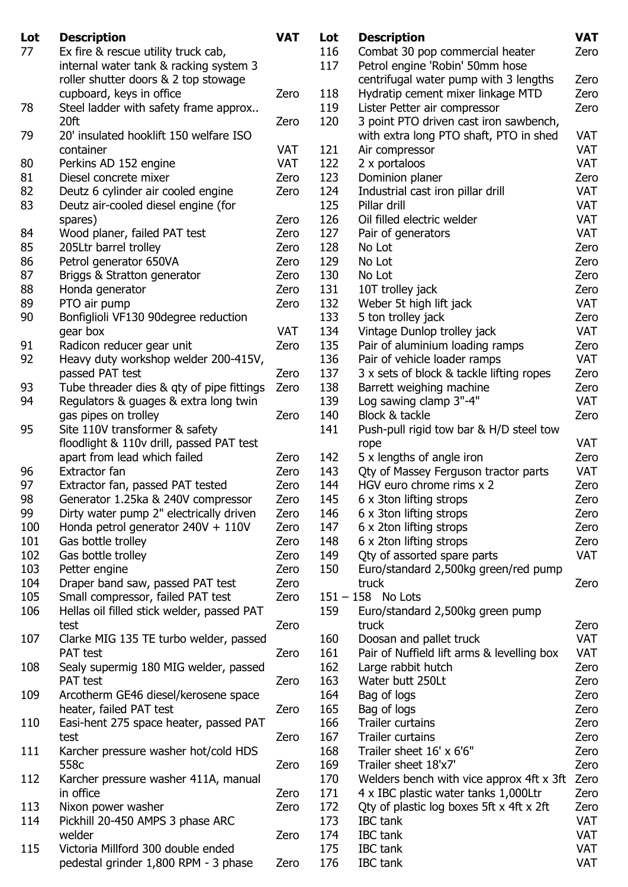| Lot | Description | VAT |
|---|---|---|
| 77 | Ex fire & rescue utility truck cab, internal water tank & racking system 3 roller shutter doors & 2 top stowage cupboard, keys in office | Zero |
| 78 | Steel ladder with safety frame approx.. 20ft | Zero |
| 79 | 20' insulated hooklift 150 welfare ISO container | VAT |
| 80 | Perkins AD 152 engine | VAT |
| 81 | Diesel concrete mixer | Zero |
| 82 | Deutz 6 cylinder air cooled engine | Zero |
| 83 | Deutz air-cooled diesel engine (for spares) | Zero |
| 84 | Wood planer, failed PAT test | Zero |
| 85 | 205Ltr barrel trolley | Zero |
| 86 | Petrol generator 650VA | Zero |
| 87 | Briggs & Stratton generator | Zero |
| 88 | Honda generator | Zero |
| 89 | PTO air pump | Zero |
| 90 | Bonfiglioli VF130 90degree reduction gear box | VAT |
| 91 | Radicon reducer gear unit | Zero |
| 92 | Heavy duty workshop welder 200-415V, passed PAT test | Zero |
| 93 | Tube threader dies & qty of pipe fittings | Zero |
| 94 | Regulators & guages & extra long twin gas pipes on trolley | Zero |
| 95 | Site 110V transformer & safety floodlight & 110v drill, passed PAT test apart from lead which failed | Zero |
| 96 | Extractor fan | Zero |
| 97 | Extractor fan, passed PAT tested | Zero |
| 98 | Generator 1.25ka & 240V compressor | Zero |
| 99 | Dirty water pump 2" electrically driven | Zero |
| 100 | Honda petrol generator 240V + 110V | Zero |
| 101 | Gas bottle trolley | Zero |
| 102 | Gas bottle trolley | Zero |
| 103 | Petter engine | Zero |
| 104 | Draper band saw, passed PAT test | Zero |
| 105 | Small compressor, failed PAT test | Zero |
| 106 | Hellas oil filled stick welder, passed PAT test | Zero |
| 107 | Clarke MIG 135 TE turbo welder, passed PAT test | Zero |
| 108 | Sealy supermig 180 MIG welder, passed PAT test | Zero |
| 109 | Arcotherm GE46 diesel/kerosene space heater, failed PAT test | Zero |
| 110 | Easi-hent 275 space heater, passed PAT test | Zero |
| 111 | Karcher pressure washer hot/cold HDS 558c | Zero |
| 112 | Karcher pressure washer 411A, manual in office | Zero |
| 113 | Nixon power washer | Zero |
| 114 | Pickhill 20-450 AMPS 3 phase ARC welder | Zero |
| 115 | Victoria Millford 300 double ended pedestal grinder 1,800 RPM - 3 phase | Zero |
| 116 | Combat 30 pop commercial heater | Zero |
| 117 | Petrol engine 'Robin' 50mm hose centrifugal water pump with 3 lengths | Zero |
| 118 | Hydratip cement mixer linkage MTD | Zero |
| 119 | Lister Petter air compressor | Zero |
| 120 | 3 point PTO driven cast iron sawbench, with extra long PTO shaft, PTO in shed | VAT |
| 121 | Air compressor | VAT |
| 122 | 2 x portaloos | VAT |
| 123 | Dominion planer | Zero |
| 124 | Industrial cast iron pillar drill | VAT |
| 125 | Pillar drill | VAT |
| 126 | Oil filled electric welder | VAT |
| 127 | Pair of generators | VAT |
| 128 | No Lot | Zero |
| 129 | No Lot | Zero |
| 130 | No Lot | Zero |
| 131 | 10T trolley jack | Zero |
| 132 | Weber 5t high lift jack | VAT |
| 133 | 5 ton trolley jack | Zero |
| 134 | Vintage Dunlop trolley jack | VAT |
| 135 | Pair of aluminium loading ramps | Zero |
| 136 | Pair of vehicle loader ramps | VAT |
| 137 | 3 x sets of block & tackle lifting ropes | Zero |
| 138 | Barrett weighing machine | Zero |
| 139 | Log sawing clamp 3"-4" | VAT |
| 140 | Block & tackle | Zero |
| 141 | Push-pull rigid tow bar & H/D steel tow rope | VAT |
| 142 | 5 x lengths of angle iron | Zero |
| 143 | Qty of Massey Ferguson tractor parts | VAT |
| 144 | HGV euro chrome rims x 2 | Zero |
| 145 | 6 x 3ton lifting strops | Zero |
| 146 | 6 x 3ton lifting strops | Zero |
| 147 | 6 x 2ton lifting strops | Zero |
| 148 | 6 x 2ton lifting strops | Zero |
| 149 | Qty of assorted spare parts | VAT |
| 150 | Euro/standard 2,500kg green/red pump truck | Zero |
| 151 – 158 | No Lots | |
| 159 | Euro/standard 2,500kg green pump truck | Zero |
| 160 | Doosan and pallet truck | VAT |
| 161 | Pair of Nuffield lift arms & levelling box | VAT |
| 162 | Large rabbit hutch | Zero |
| 163 | Water butt 250Lt | Zero |
| 164 | Bag of logs | Zero |
| 165 | Bag of logs | Zero |
| 166 | Trailer curtains | Zero |
| 167 | Trailer curtains | Zero |
| 168 | Trailer sheet 16' x 6'6" | Zero |
| 169 | Trailer sheet 18'x7' | Zero |
| 170 | Welders bench with vice approx 4ft x 3ft | Zero |
| 171 | 4 x IBC plastic water tanks 1,000Ltr | Zero |
| 172 | Qty of plastic log boxes 5ft x 4ft x 2ft | Zero |
| 173 | IBC tank | VAT |
| 174 | IBC tank | VAT |
| 175 | IBC tank | VAT |
| 176 | IBC tank | VAT |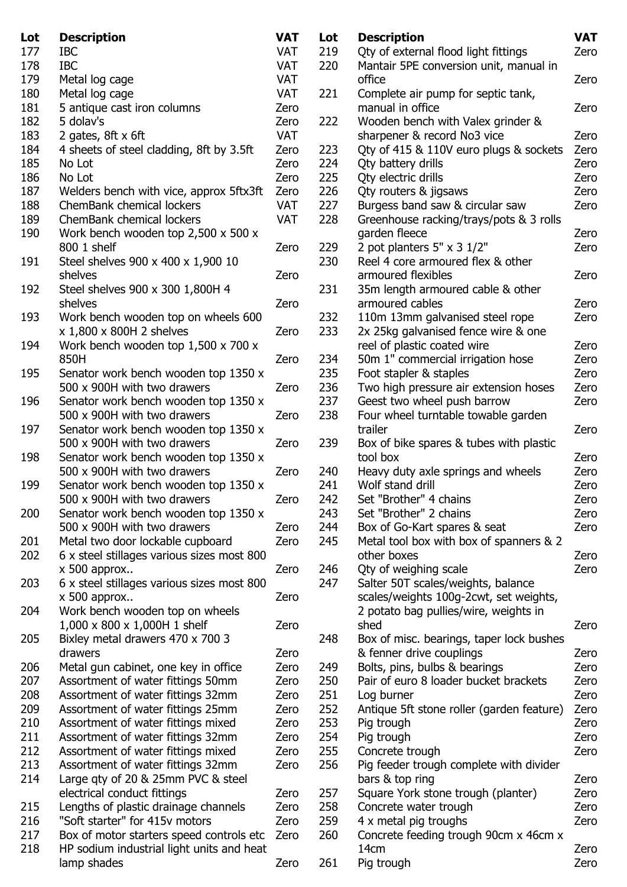| Lot | Description | VAT |
|---|---|---|
| 177 | IBC | VAT |
| 178 | IBC | VAT |
| 179 | Metal log cage | VAT |
| 180 | Metal log cage | VAT |
| 181 | 5 antique cast iron columns | Zero |
| 182 | 5 dolav's | Zero |
| 183 | 2 gates, 8ft x 6ft | VAT |
| 184 | 4 sheets of steel cladding, 8ft by 3.5ft | Zero |
| 185 | No Lot | Zero |
| 186 | No Lot | Zero |
| 187 | Welders bench with vice, approx 5ftx3ft | Zero |
| 188 | ChemBank chemical lockers | VAT |
| 189 | ChemBank chemical lockers | VAT |
| 190 | Work bench wooden top 2,500 x 500 x 800 1 shelf | Zero |
| 191 | Steel shelves 900 x 400 x 1,900 10 shelves | Zero |
| 192 | Steel shelves 900 x 300 1,800H 4 shelves | Zero |
| 193 | Work bench wooden top on wheels 600 x 1,800 x 800H 2 shelves | Zero |
| 194 | Work bench wooden top 1,500 x 700 x 850H | Zero |
| 195 | Senator work bench wooden top 1350 x 500 x 900H with two drawers | Zero |
| 196 | Senator work bench wooden top 1350 x 500 x 900H with two drawers | Zero |
| 197 | Senator work bench wooden top 1350 x 500 x 900H with two drawers | Zero |
| 198 | Senator work bench wooden top 1350 x 500 x 900H with two drawers | Zero |
| 199 | Senator work bench wooden top 1350 x 500 x 900H with two drawers | Zero |
| 200 | Senator work bench wooden top 1350 x 500 x 900H with two drawers | Zero |
| 201 | Metal two door lockable cupboard | Zero |
| 202 | 6 x steel stillages various sizes most 800 x 500 approx.. | Zero |
| 203 | 6 x steel stillages various sizes most 800 x 500 approx.. | Zero |
| 204 | Work bench wooden top on wheels 1,000 x 800 x 1,000H 1 shelf | Zero |
| 205 | Bixley metal drawers 470 x 700 3 drawers | Zero |
| 206 | Metal gun cabinet, one key in office | Zero |
| 207 | Assortment of water fittings 50mm | Zero |
| 208 | Assortment of water fittings 32mm | Zero |
| 209 | Assortment of water fittings 25mm | Zero |
| 210 | Assortment of water fittings mixed | Zero |
| 211 | Assortment of water fittings 32mm | Zero |
| 212 | Assortment of water fittings mixed | Zero |
| 213 | Assortment of water fittings 32mm | Zero |
| 214 | Large qty of 20 & 25mm PVC & steel electrical conduct fittings | Zero |
| 215 | Lengths of plastic drainage channels | Zero |
| 216 | "Soft starter" for 415v motors | Zero |
| 217 | Box of motor starters speed controls etc | Zero |
| 218 | HP sodium industrial light units and heat lamp shades | Zero |
| 219 | Qty of external flood light fittings | Zero |
| 220 | Mantair 5PE conversion unit, manual in office | Zero |
| 221 | Complete air pump for septic tank, manual in office | Zero |
| 222 | Wooden bench with Valex grinder & sharpener & record No3 vice | Zero |
| 223 | Qty of 415 & 110V euro plugs & sockets | Zero |
| 224 | Qty battery drills | Zero |
| 225 | Qty electric drills | Zero |
| 226 | Qty routers & jigsaws | Zero |
| 227 | Burgess band saw & circular saw | Zero |
| 228 | Greenhouse racking/trays/pots & 3 rolls garden fleece | Zero |
| 229 | 2 pot planters 5" x 3 1/2" | Zero |
| 230 | Reel 4 core armoured flex & other armoured flexibles | Zero |
| 231 | 35m length armoured cable & other armoured cables | Zero |
| 232 | 110m 13mm galvanised steel rope | Zero |
| 233 | 2x 25kg galvanised fence wire & one reel of plastic coated wire | Zero |
| 234 | 50m 1" commercial irrigation hose | Zero |
| 235 | Foot stapler & staples | Zero |
| 236 | Two high pressure air extension hoses | Zero |
| 237 | Geest two wheel push barrow | Zero |
| 238 | Four wheel turntable towable garden trailer | Zero |
| 239 | Box of bike spares & tubes with plastic tool box | Zero |
| 240 | Heavy duty axle springs and wheels | Zero |
| 241 | Wolf stand drill | Zero |
| 242 | Set "Brother" 4 chains | Zero |
| 243 | Set "Brother" 2 chains | Zero |
| 244 | Box of Go-Kart spares & seat | Zero |
| 245 | Metal tool box with box of spanners & 2 other boxes | Zero |
| 246 | Qty of weighing scale | Zero |
| 247 | Salter 50T scales/weights, balance scales/weights 100g-2cwt, set weights, 2 potato bag pullies/wire, weights in shed | Zero |
| 248 | Box of misc. bearings, taper lock bushes & fenner drive couplings | Zero |
| 249 | Bolts, pins, bulbs & bearings | Zero |
| 250 | Pair of euro 8 loader bucket brackets | Zero |
| 251 | Log burner | Zero |
| 252 | Antique 5ft stone roller (garden feature) | Zero |
| 253 | Pig trough | Zero |
| 254 | Pig trough | Zero |
| 255 | Concrete trough | Zero |
| 256 | Pig feeder trough complete with divider bars & top ring | Zero |
| 257 | Square York stone trough (planter) | Zero |
| 258 | Concrete water trough | Zero |
| 259 | 4 x metal pig troughs | Zero |
| 260 | Concrete feeding trough 90cm x 46cm x 14cm | Zero |
| 261 | Pig trough | Zero |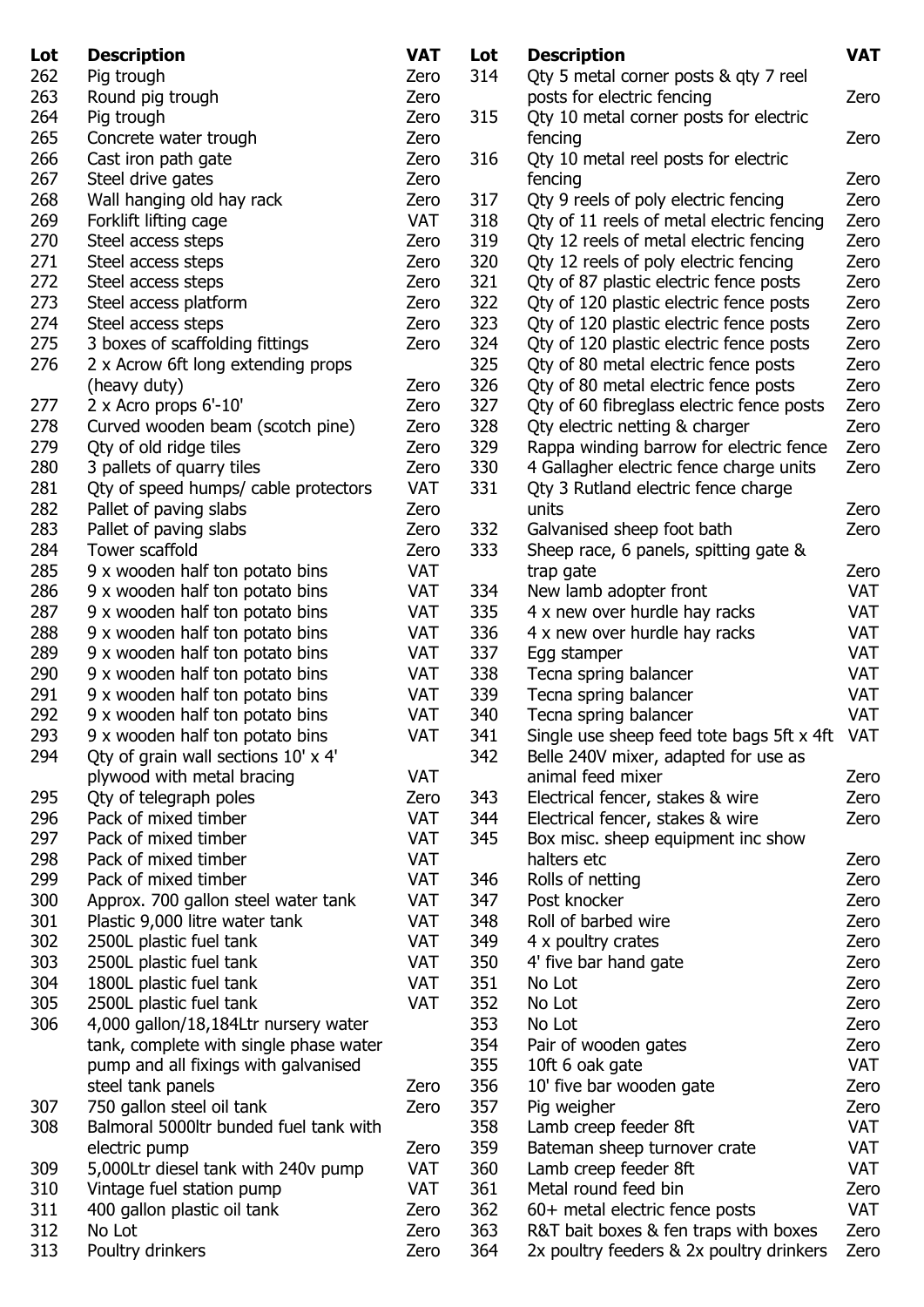| Lot | Description | VAT |
|---|---|---|
| 262 | Pig trough | Zero |
| 263 | Round pig trough | Zero |
| 264 | Pig trough | Zero |
| 265 | Concrete water trough | Zero |
| 266 | Cast iron path gate | Zero |
| 267 | Steel drive gates | Zero |
| 268 | Wall hanging old hay rack | Zero |
| 269 | Forklift lifting cage | VAT |
| 270 | Steel access steps | Zero |
| 271 | Steel access steps | Zero |
| 272 | Steel access steps | Zero |
| 273 | Steel access platform | Zero |
| 274 | Steel access steps | Zero |
| 275 | 3 boxes of scaffolding fittings | Zero |
| 276 | 2 x Acrow 6ft long extending props (heavy duty) | Zero |
| 277 | 2 x Acro props 6'-10' | Zero |
| 278 | Curved wooden beam (scotch pine) | Zero |
| 279 | Qty of old ridge tiles | Zero |
| 280 | 3 pallets of quarry tiles | Zero |
| 281 | Qty of speed humps/ cable protectors | VAT |
| 282 | Pallet of paving slabs | Zero |
| 283 | Pallet of paving slabs | Zero |
| 284 | Tower scaffold | Zero |
| 285 | 9 x wooden half ton potato bins | VAT |
| 286 | 9 x wooden half ton potato bins | VAT |
| 287 | 9 x wooden half ton potato bins | VAT |
| 288 | 9 x wooden half ton potato bins | VAT |
| 289 | 9 x wooden half ton potato bins | VAT |
| 290 | 9 x wooden half ton potato bins | VAT |
| 291 | 9 x wooden half ton potato bins | VAT |
| 292 | 9 x wooden half ton potato bins | VAT |
| 293 | 9 x wooden half ton potato bins | VAT |
| 294 | Qty of grain wall sections 10' x 4' plywood with metal bracing | VAT |
| 295 | Qty of telegraph poles | Zero |
| 296 | Pack of mixed timber | VAT |
| 297 | Pack of mixed timber | VAT |
| 298 | Pack of mixed timber | VAT |
| 299 | Pack of mixed timber | VAT |
| 300 | Approx. 700 gallon steel water tank | VAT |
| 301 | Plastic 9,000 litre water tank | VAT |
| 302 | 2500L plastic fuel tank | VAT |
| 303 | 2500L plastic fuel tank | VAT |
| 304 | 1800L plastic fuel tank | VAT |
| 305 | 2500L plastic fuel tank | VAT |
| 306 | 4,000 gallon/18,184Ltr nursery water tank, complete with single phase water pump and all fixings with galvanised steel tank panels | Zero |
| 307 | 750 gallon steel oil tank | Zero |
| 308 | Balmoral 5000ltr bunded fuel tank with electric pump | Zero |
| 309 | 5,000Ltr diesel tank with 240v pump | VAT |
| 310 | Vintage fuel station pump | VAT |
| 311 | 400 gallon plastic oil tank | Zero |
| 312 | No Lot | Zero |
| 313 | Poultry drinkers | Zero |
| 314 | Qty 5 metal corner posts & qty 7 reel posts for electric fencing | Zero |
| 315 | Qty 10 metal corner posts for electric fencing | Zero |
| 316 | Qty 10 metal reel posts for electric fencing | Zero |
| 317 | Qty 9 reels of poly electric fencing | Zero |
| 318 | Qty of 11 reels of metal electric fencing | Zero |
| 319 | Qty 12 reels of metal electric fencing | Zero |
| 320 | Qty 12 reels of poly electric fencing | Zero |
| 321 | Qty of 87 plastic electric fence posts | Zero |
| 322 | Qty of 120 plastic electric fence posts | Zero |
| 323 | Qty of 120 plastic electric fence posts | Zero |
| 324 | Qty of 120 plastic electric fence posts | Zero |
| 325 | Qty of 80 metal electric fence posts | Zero |
| 326 | Qty of 80 metal electric fence posts | Zero |
| 327 | Qty of 60 fibreglass electric fence posts | Zero |
| 328 | Qty electric netting & charger | Zero |
| 329 | Rappa winding barrow for electric fence | Zero |
| 330 | 4 Gallagher electric fence charge units | Zero |
| 331 | Qty 3 Rutland electric fence charge units | Zero |
| 332 | Galvanised sheep foot bath | Zero |
| 333 | Sheep race, 6 panels, spitting gate & trap gate | Zero |
| 334 | New lamb adopter front | VAT |
| 335 | 4 x new over hurdle hay racks | VAT |
| 336 | 4 x new over hurdle hay racks | VAT |
| 337 | Egg stamper | VAT |
| 338 | Tecna spring balancer | VAT |
| 339 | Tecna spring balancer | VAT |
| 340 | Tecna spring balancer | VAT |
| 341 | Single use sheep feed tote bags 5ft x 4ft | VAT |
| 342 | Belle 240V mixer, adapted for use as animal feed mixer | Zero |
| 343 | Electrical fencer, stakes & wire | Zero |
| 344 | Electrical fencer, stakes & wire | Zero |
| 345 | Box misc. sheep equipment inc show halters etc | Zero |
| 346 | Rolls of netting | Zero |
| 347 | Post knocker | Zero |
| 348 | Roll of barbed wire | Zero |
| 349 | 4 x poultry crates | Zero |
| 350 | 4' five bar hand gate | Zero |
| 351 | No Lot | Zero |
| 352 | No Lot | Zero |
| 353 | No Lot | Zero |
| 354 | Pair of wooden gates | Zero |
| 355 | 10ft 6 oak gate | VAT |
| 356 | 10' five bar wooden gate | Zero |
| 357 | Pig weigher | Zero |
| 358 | Lamb creep feeder 8ft | VAT |
| 359 | Bateman sheep turnover crate | VAT |
| 360 | Lamb creep feeder 8ft | VAT |
| 361 | Metal round feed bin | Zero |
| 362 | 60+ metal electric fence posts | VAT |
| 363 | R&T bait boxes & fen traps with boxes | Zero |
| 364 | 2x poultry feeders & 2x poultry drinkers | Zero |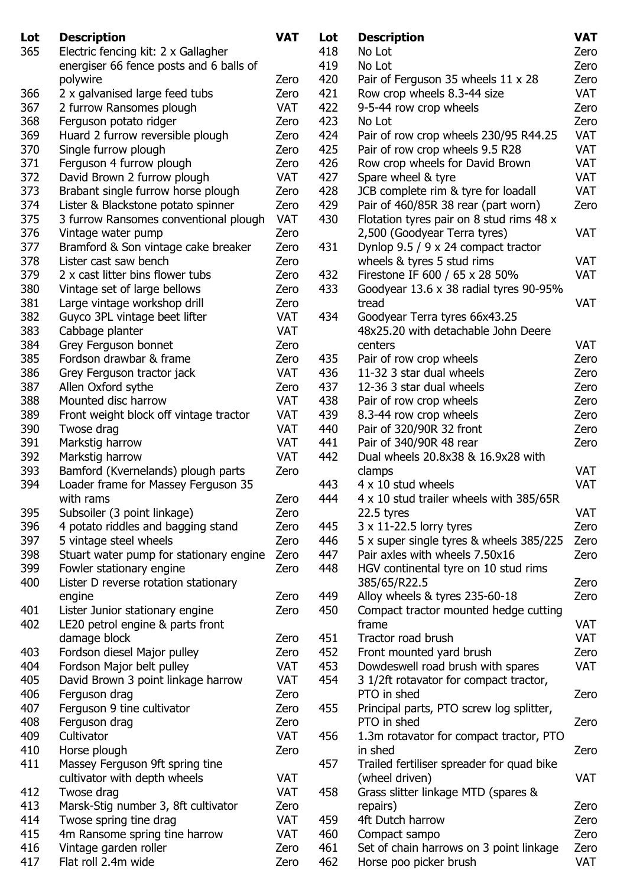| Lot | Description | VAT |
|---|---|---|
| 365 | Electric fencing kit: 2 x Gallagher energiser 66 fence posts and 6 balls of polywire | Zero |
| 366 | 2 x galvanised large feed tubs | Zero |
| 367 | 2 furrow Ransomes plough | VAT |
| 368 | Ferguson potato ridger | Zero |
| 369 | Huard 2 furrow reversible plough | Zero |
| 370 | Single furrow plough | Zero |
| 371 | Ferguson 4 furrow plough | Zero |
| 372 | David Brown 2 furrow plough | VAT |
| 373 | Brabant single furrow horse plough | Zero |
| 374 | Lister & Blackstone potato spinner | Zero |
| 375 | 3 furrow Ransomes conventional plough | VAT |
| 376 | Vintage water pump | Zero |
| 377 | Bramford & Son vintage cake breaker | Zero |
| 378 | Lister cast saw bench | Zero |
| 379 | 2 x cast litter bins flower tubs | Zero |
| 380 | Vintage set of large bellows | Zero |
| 381 | Large vintage workshop drill | Zero |
| 382 | Guyco 3PL vintage beet lifter | VAT |
| 383 | Cabbage planter | VAT |
| 384 | Grey Ferguson bonnet | Zero |
| 385 | Fordson drawbar & frame | Zero |
| 386 | Grey Ferguson tractor jack | VAT |
| 387 | Allen Oxford sythe | Zero |
| 388 | Mounted disc harrow | VAT |
| 389 | Front weight block off vintage tractor | VAT |
| 390 | Twose drag | VAT |
| 391 | Markstig harrow | VAT |
| 392 | Markstig harrow | VAT |
| 393 | Bamford (Kvernelands) plough parts | Zero |
| 394 | Loader frame for Massey Ferguson 35 with rams | Zero |
| 395 | Subsoiler (3 point linkage) | Zero |
| 396 | 4 potato riddles and bagging stand | Zero |
| 397 | 5 vintage steel wheels | Zero |
| 398 | Stuart water pump for stationary engine | Zero |
| 399 | Fowler stationary engine | Zero |
| 400 | Lister D reverse rotation stationary engine | Zero |
| 401 | Lister Junior stationary engine | Zero |
| 402 | LE20 petrol engine & parts front damage block | Zero |
| 403 | Fordson diesel Major pulley | Zero |
| 404 | Fordson Major belt pulley | VAT |
| 405 | David Brown 3 point linkage harrow | VAT |
| 406 | Ferguson drag | Zero |
| 407 | Ferguson 9 tine cultivator | Zero |
| 408 | Ferguson drag | Zero |
| 409 | Cultivator | VAT |
| 410 | Horse plough | Zero |
| 411 | Massey Ferguson 9ft spring tine cultivator with depth wheels | VAT |
| 412 | Twose drag | VAT |
| 413 | Marsk-Stig number 3, 8ft cultivator | Zero |
| 414 | Twose spring tine drag | VAT |
| 415 | 4m Ransome spring tine harrow | VAT |
| 416 | Vintage garden roller | Zero |
| 417 | Flat roll 2.4m wide | Zero |
| 418 | No Lot | Zero |
| 419 | No Lot | Zero |
| 420 | Pair of Ferguson 35 wheels 11 x 28 | Zero |
| 421 | Row crop wheels 8.3-44 size | VAT |
| 422 | 9-5-44 row crop wheels | Zero |
| 423 | No Lot | Zero |
| 424 | Pair of row crop wheels 230/95 R44.25 | VAT |
| 425 | Pair of row crop wheels 9.5 R28 | VAT |
| 426 | Row crop wheels for David Brown | VAT |
| 427 | Spare wheel & tyre | VAT |
| 428 | JCB complete rim & tyre for loadall | VAT |
| 429 | Pair of 460/85R 38 rear (part worn) | Zero |
| 430 | Flotation tyres pair on 8 stud rims 48 x 2,500 (Goodyear Terra tyres) | VAT |
| 431 | Dynlop 9.5 / 9 x 24 compact tractor wheels & tyres 5 stud rims | VAT |
| 432 | Firestone IF 600 / 65 x 28 50% | VAT |
| 433 | Goodyear 13.6 x 38 radial tyres 90-95% tread | VAT |
| 434 | Goodyear Terra tyres 66x43.25 48x25.20 with detachable John Deere centers | VAT |
| 435 | Pair of row crop wheels | Zero |
| 436 | 11-32 3 star dual wheels | Zero |
| 437 | 12-36 3 star dual wheels | Zero |
| 438 | Pair of row crop wheels | Zero |
| 439 | 8.3-44 row crop wheels | Zero |
| 440 | Pair of 320/90R 32 front | Zero |
| 441 | Pair of 340/90R 48 rear | Zero |
| 442 | Dual wheels 20.8x38 & 16.9x28 with clamps | VAT |
| 443 | 4 x 10 stud wheels | VAT |
| 444 | 4 x 10 stud trailer wheels with 385/65R 22.5 tyres | VAT |
| 445 | 3 x 11-22.5 lorry tyres | Zero |
| 446 | 5 x super single tyres & wheels 385/225 | Zero |
| 447 | Pair axles with wheels 7.50x16 | Zero |
| 448 | HGV continental tyre on 10 stud rims 385/65/R22.5 | Zero |
| 449 | Alloy wheels & tyres 235-60-18 | Zero |
| 450 | Compact tractor mounted hedge cutting frame | VAT |
| 451 | Tractor road brush | VAT |
| 452 | Front mounted yard brush | Zero |
| 453 | Dowdeswell road brush with spares | VAT |
| 454 | 3 1/2ft rotavator for compact tractor, PTO in shed | Zero |
| 455 | Principal parts, PTO screw log splitter, PTO in shed | Zero |
| 456 | 1.3m rotavator for compact tractor, PTO in shed | Zero |
| 457 | Trailed fertiliser spreader for quad bike (wheel driven) | VAT |
| 458 | Grass slitter linkage MTD (spares & repairs) | Zero |
| 459 | 4ft Dutch harrow | Zero |
| 460 | Compact sampo | Zero |
| 461 | Set of chain harrows on 3 point linkage | Zero |
| 462 | Horse poo picker brush | VAT |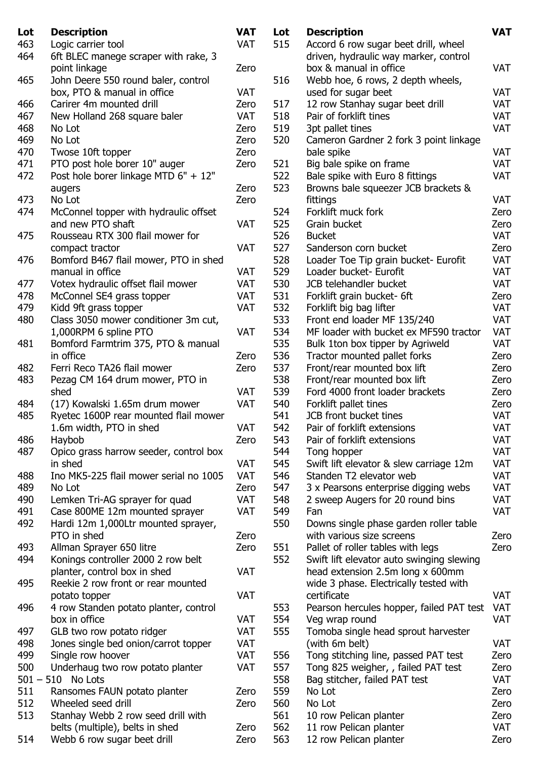| Lot | Description | VAT |
|---|---|---|
| 463 | Logic carrier tool | VAT |
| 464 | 6ft BLEC manege scraper with rake, 3 point linkage | Zero |
| 465 | John Deere 550 round baler, control box, PTO & manual in office | VAT |
| 466 | Carirer 4m mounted drill | Zero |
| 467 | New Holland 268 square baler | VAT |
| 468 | No Lot | Zero |
| 469 | No Lot | Zero |
| 470 | Twose 10ft topper | Zero |
| 471 | PTO post hole borer 10" auger | Zero |
| 472 | Post hole borer linkage MTD 6" + 12" augers | Zero |
| 473 | No Lot | Zero |
| 474 | McConnel topper with hydraulic offset and new PTO shaft | VAT |
| 475 | Rousseau RTX 300 flail mower for compact tractor | VAT |
| 476 | Bomford B467 flail mower, PTO in shed manual in office | VAT |
| 477 | Votex hydraulic offset flail mower | VAT |
| 478 | McConnel SE4 grass topper | VAT |
| 479 | Kidd 9ft grass topper | VAT |
| 480 | Class 3050 mower conditioner 3m cut, 1,000RPM 6 spline PTO | VAT |
| 481 | Bomford Farmtrim 375, PTO & manual in office | Zero |
| 482 | Ferri Reco TA26 flail mower | Zero |
| 483 | Pezag CM 164 drum mower, PTO in shed | VAT |
| 484 | (17) Kowalski 1.65m drum mower | VAT |
| 485 | Ryetec 1600P rear mounted flail mower 1.6m width, PTO in shed | VAT |
| 486 | Haybob | Zero |
| 487 | Opico grass harrow seeder, control box in shed | VAT |
| 488 | Ino MK5-225 flail mower serial no 1005 | VAT |
| 489 | No Lot | Zero |
| 490 | Lemken Tri-AG sprayer for quad | VAT |
| 491 | Case 800ME 12m mounted sprayer | VAT |
| 492 | Hardi 12m 1,000Ltr mounted sprayer, PTO in shed | Zero |
| 493 | Allman Sprayer 650 litre | Zero |
| 494 | Konings controller 2000 2 row belt planter, control box in shed | VAT |
| 495 | Reekie 2 row front or rear mounted potato topper | VAT |
| 496 | 4 row Standen potato planter, control box in office | VAT |
| 497 | GLB two row potato ridger | VAT |
| 498 | Jones single bed onion/carrot topper | VAT |
| 499 | Single row hoover | VAT |
| 500 | Underhaug two row potato planter | VAT |
| 501 – 510 | No Lots | |
| 511 | Ransomes FAUN potato planter | Zero |
| 512 | Wheeled seed drill | Zero |
| 513 | Stanhay Webb 2 row seed drill with belts (multiple), belts in shed | Zero |
| 514 | Webb 6 row sugar beet drill | Zero |
| 515 | Accord 6 row sugar beet drill, wheel driven, hydraulic way marker, control box & manual in office | VAT |
| 516 | Webb hoe, 6 rows, 2 depth wheels, used for sugar beet | VAT |
| 517 | 12 row Stanhay sugar beet drill | VAT |
| 518 | Pair of forklift tines | VAT |
| 519 | 3pt pallet tines | VAT |
| 520 | Cameron Gardner 2 fork 3 point linkage bale spike | VAT |
| 521 | Big bale spike on frame | VAT |
| 522 | Bale spike with Euro 8 fittings | VAT |
| 523 | Browns bale squeezer JCB brackets & fittings | VAT |
| 524 | Forklift muck fork | Zero |
| 525 | Grain bucket | Zero |
| 526 | Bucket | VAT |
| 527 | Sanderson corn bucket | Zero |
| 528 | Loader Toe Tip grain bucket- Eurofit | VAT |
| 529 | Loader bucket- Eurofit | VAT |
| 530 | JCB telehandler bucket | VAT |
| 531 | Forklift grain bucket- 6ft | Zero |
| 532 | Forklift big bag lifter | VAT |
| 533 | Front end loader MF 135/240 | VAT |
| 534 | MF loader with bucket ex MF590 tractor | VAT |
| 535 | Bulk 1ton box tipper by Agriweld | VAT |
| 536 | Tractor mounted pallet forks | Zero |
| 537 | Front/rear mounted box lift | Zero |
| 538 | Front/rear mounted box lift | Zero |
| 539 | Ford 4000 front loader brackets | Zero |
| 540 | Forklift pallet tines | Zero |
| 541 | JCB front bucket tines | VAT |
| 542 | Pair of forklift extensions | VAT |
| 543 | Pair of forklift extensions | VAT |
| 544 | Tong hopper | VAT |
| 545 | Swift lift elevator & slew carriage 12m | VAT |
| 546 | Standen T2 elevator web | VAT |
| 547 | 3 x Pearsons enterprise digging webs | VAT |
| 548 | 2 sweep Augers for 20 round bins | VAT |
| 549 | Fan | VAT |
| 550 | Downs single phase garden roller table with various size screens | Zero |
| 551 | Pallet of roller tables with legs | Zero |
| 552 | Swift lift elevator auto swinging slewing head extension 2.5m long x 600mm wide 3 phase. Electrically tested with certificate | VAT |
| 553 | Pearson hercules hopper, failed PAT test | VAT |
| 554 | Veg wrap round | VAT |
| 555 | Tomoba single head sprout harvester (with 6m belt) | VAT |
| 556 | Tong stitching line, passed PAT test | Zero |
| 557 | Tong 825 weigher, , failed PAT test | Zero |
| 558 | Bag stitcher, failed PAT test | VAT |
| 559 | No Lot | Zero |
| 560 | No Lot | Zero |
| 561 | 10 row Pelican planter | Zero |
| 562 | 11 row Pelican planter | VAT |
| 563 | 12 row Pelican planter | Zero |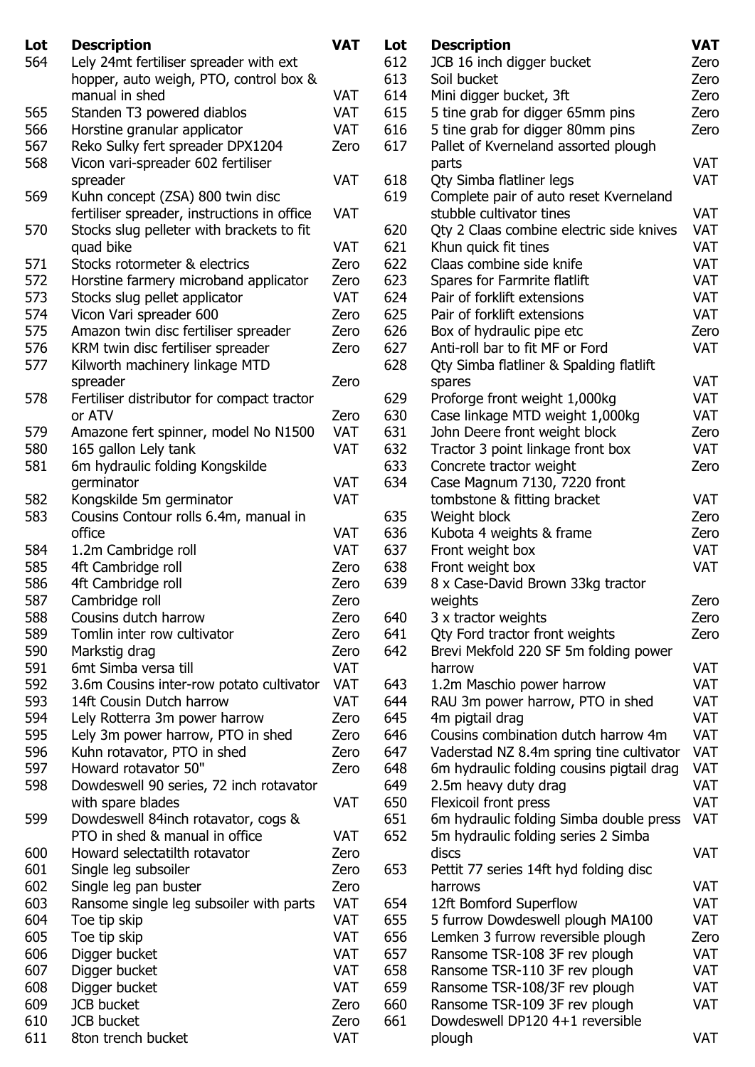| Lot | Description | VAT |
|---|---|---|
| 564 | Lely 24mt fertiliser spreader with ext hopper, auto weigh, PTO, control box & manual in shed | VAT |
| 565 | Standen T3 powered diablos | VAT |
| 566 | Horstine granular applicator | VAT |
| 567 | Reko Sulky fert spreader DPX1204 | Zero |
| 568 | Vicon vari-spreader 602 fertiliser spreader | VAT |
| 569 | Kuhn concept (ZSA) 800 twin disc fertiliser spreader, instructions in office | VAT |
| 570 | Stocks slug pelleter with brackets to fit quad bike | VAT |
| 571 | Stocks rotormeter & electrics | Zero |
| 572 | Horstine farmery microband applicator | Zero |
| 573 | Stocks slug pellet applicator | VAT |
| 574 | Vicon Vari spreader 600 | Zero |
| 575 | Amazon twin disc fertiliser spreader | Zero |
| 576 | KRM twin disc fertiliser spreader | Zero |
| 577 | Kilworth machinery linkage MTD spreader | Zero |
| 578 | Fertiliser distributor for compact tractor or ATV | Zero |
| 579 | Amazone fert spinner, model No N1500 | VAT |
| 580 | 165 gallon Lely tank | VAT |
| 581 | 6m hydraulic folding Kongskilde germinator | VAT |
| 582 | Kongskilde 5m germinator | VAT |
| 583 | Cousins Contour rolls 6.4m, manual in office | VAT |
| 584 | 1.2m Cambridge roll | VAT |
| 585 | 4ft Cambridge roll | Zero |
| 586 | 4ft Cambridge roll | Zero |
| 587 | Cambridge roll | Zero |
| 588 | Cousins dutch harrow | Zero |
| 589 | Tomlin inter row cultivator | Zero |
| 590 | Markstig drag | Zero |
| 591 | 6mt Simba versa till | VAT |
| 592 | 3.6m Cousins inter-row potato cultivator | VAT |
| 593 | 14ft Cousin Dutch harrow | VAT |
| 594 | Lely Rotterra 3m power harrow | Zero |
| 595 | Lely 3m power harrow, PTO in shed | Zero |
| 596 | Kuhn rotavator, PTO in shed | Zero |
| 597 | Howard rotavator 50" | Zero |
| 598 | Dowdeswell 90 series, 72 inch rotavator with spare blades | VAT |
| 599 | Dowdeswell 84inch rotavator, cogs & PTO in shed & manual in office | VAT |
| 600 | Howard selectatilth rotavator | Zero |
| 601 | Single leg subsoiler | Zero |
| 602 | Single leg pan buster | Zero |
| 603 | Ransome single leg subsoiler with parts | VAT |
| 604 | Toe tip skip | VAT |
| 605 | Toe tip skip | VAT |
| 606 | Digger bucket | VAT |
| 607 | Digger bucket | VAT |
| 608 | Digger bucket | VAT |
| 609 | JCB bucket | Zero |
| 610 | JCB bucket | Zero |
| 611 | 8ton trench bucket | VAT |
| 612 | JCB 16 inch digger bucket | Zero |
| 613 | Soil bucket | Zero |
| 614 | Mini digger bucket, 3ft | Zero |
| 615 | 5 tine grab for digger 65mm pins | Zero |
| 616 | 5 tine grab for digger 80mm pins | Zero |
| 617 | Pallet of Kverneland assorted plough parts | VAT |
| 618 | Qty Simba flatliner legs | VAT |
| 619 | Complete pair of auto reset Kverneland stubble cultivator tines | VAT |
| 620 | Qty 2 Claas combine electric side knives | VAT |
| 621 | Khun quick fit tines | VAT |
| 622 | Claas combine side knife | VAT |
| 623 | Spares for Farmrite flatlift | VAT |
| 624 | Pair of forklift extensions | VAT |
| 625 | Pair of forklift extensions | VAT |
| 626 | Box of hydraulic pipe etc | Zero |
| 627 | Anti-roll bar to fit MF or Ford | VAT |
| 628 | Qty Simba flatliner & Spalding flatlift spares | VAT |
| 629 | Proforge front weight 1,000kg | VAT |
| 630 | Case linkage MTD weight 1,000kg | VAT |
| 631 | John Deere front weight block | Zero |
| 632 | Tractor 3 point linkage front box | VAT |
| 633 | Concrete tractor weight | Zero |
| 634 | Case Magnum 7130, 7220 front tombstone & fitting bracket | VAT |
| 635 | Weight block | Zero |
| 636 | Kubota 4 weights & frame | Zero |
| 637 | Front weight box | VAT |
| 638 | Front weight box | VAT |
| 639 | 8 x Case-David Brown 33kg tractor weights | Zero |
| 640 | 3 x tractor weights | Zero |
| 641 | Qty Ford tractor front weights | Zero |
| 642 | Brevi Mekfold 220 SF 5m folding power harrow | VAT |
| 643 | 1.2m Maschio power harrow | VAT |
| 644 | RAU 3m power harrow, PTO in shed | VAT |
| 645 | 4m pigtail drag | VAT |
| 646 | Cousins combination dutch harrow 4m | VAT |
| 647 | Vaderstad NZ 8.4m spring tine cultivator | VAT |
| 648 | 6m hydraulic folding cousins pigtail drag | VAT |
| 649 | 2.5m heavy duty drag | VAT |
| 650 | Flexicoil front press | VAT |
| 651 | 6m hydraulic folding Simba double press | VAT |
| 652 | 5m hydraulic folding series 2 Simba discs | VAT |
| 653 | Pettit 77 series 14ft hyd folding disc harrows | VAT |
| 654 | 12ft Bomford Superflow | VAT |
| 655 | 5 furrow Dowdeswell plough MA100 | VAT |
| 656 | Lemken 3 furrow reversible plough | Zero |
| 657 | Ransome TSR-108 3F rev plough | VAT |
| 658 | Ransome TSR-110 3F rev plough | VAT |
| 659 | Ransome TSR-108/3F rev plough | VAT |
| 660 | Ransome TSR-109 3F rev plough | VAT |
| 661 | Dowdeswell DP120 4+1 reversible plough | VAT |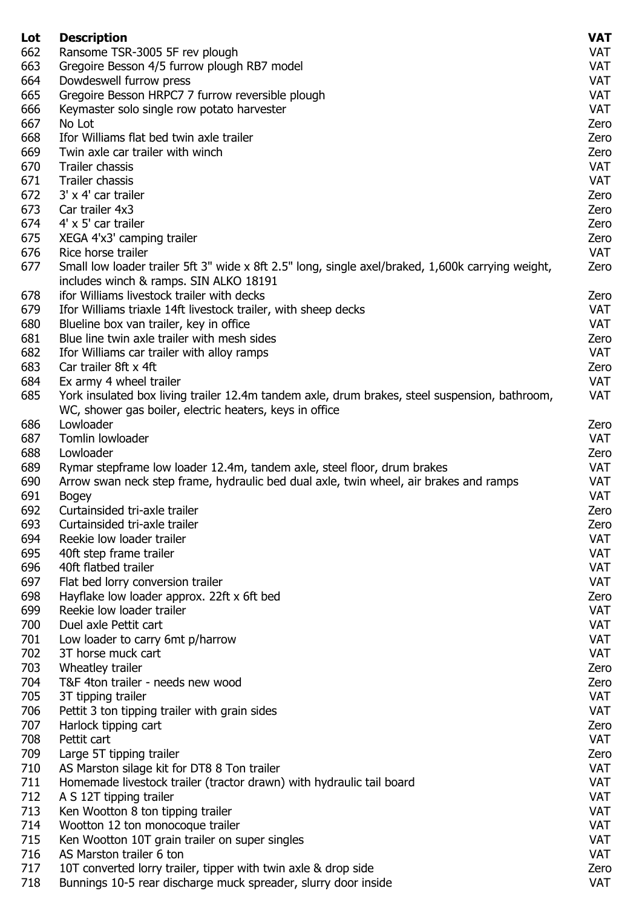| Lot | Description | VAT |
|---|---|---|
| 662 | Ransome TSR-3005 5F rev plough | VAT |
| 663 | Gregoire Besson 4/5 furrow plough RB7 model | VAT |
| 664 | Dowdeswell furrow press | VAT |
| 665 | Gregoire Besson HRPC7 7 furrow reversible plough | VAT |
| 666 | Keymaster solo single row potato harvester | VAT |
| 667 | No Lot | Zero |
| 668 | Ifor Williams flat bed twin axle trailer | Zero |
| 669 | Twin axle car trailer with winch | Zero |
| 670 | Trailer chassis | VAT |
| 671 | Trailer chassis | VAT |
| 672 | 3' x 4' car trailer | Zero |
| 673 | Car trailer 4x3 | Zero |
| 674 | 4' x 5' car trailer | Zero |
| 675 | XEGA 4'x3' camping trailer | Zero |
| 676 | Rice horse trailer | VAT |
| 677 | Small low loader trailer 5ft 3" wide x 8ft 2.5" long, single axel/braked, 1,600k carrying weight, includes winch & ramps. SIN ALKO 18191 | Zero |
| 678 | ifor Williams livestock trailer with decks | Zero |
| 679 | Ifor Williams triaxle 14ft livestock trailer, with sheep decks | VAT |
| 680 | Blueline box van trailer, key in office | VAT |
| 681 | Blue line twin axle trailer with mesh sides | Zero |
| 682 | Ifor Williams car trailer with alloy ramps | VAT |
| 683 | Car trailer 8ft x 4ft | Zero |
| 684 | Ex army 4 wheel trailer | VAT |
| 685 | York insulated box living trailer 12.4m tandem axle, drum brakes, steel suspension, bathroom, WC, shower gas boiler, electric heaters, keys in office | VAT |
| 686 | Lowloader | Zero |
| 687 | Tomlin lowloader | VAT |
| 688 | Lowloader | Zero |
| 689 | Rymar stepframe low loader 12.4m, tandem axle, steel floor, drum brakes | VAT |
| 690 | Arrow swan neck step frame, hydraulic bed dual axle, twin wheel, air brakes and ramps | VAT |
| 691 | Bogey | VAT |
| 692 | Curtainsided tri-axle trailer | Zero |
| 693 | Curtainsided tri-axle trailer | Zero |
| 694 | Reekie low loader trailer | VAT |
| 695 | 40ft step frame trailer | VAT |
| 696 | 40ft flatbed trailer | VAT |
| 697 | Flat bed lorry conversion trailer | VAT |
| 698 | Hayflake low loader approx. 22ft x 6ft bed | Zero |
| 699 | Reekie low loader trailer | VAT |
| 700 | Duel axle Pettit cart | VAT |
| 701 | Low loader to carry 6mt p/harrow | VAT |
| 702 | 3T horse muck cart | VAT |
| 703 | Wheatley trailer | Zero |
| 704 | T&F 4ton trailer - needs new wood | Zero |
| 705 | 3T tipping trailer | VAT |
| 706 | Pettit 3 ton tipping trailer with grain sides | VAT |
| 707 | Harlock tipping cart | Zero |
| 708 | Pettit cart | VAT |
| 709 | Large 5T tipping trailer | Zero |
| 710 | AS Marston silage kit for DT8 8 Ton trailer | VAT |
| 711 | Homemade livestock trailer (tractor drawn) with hydraulic tail board | VAT |
| 712 | A S 12T tipping trailer | VAT |
| 713 | Ken Wootton 8 ton tipping trailer | VAT |
| 714 | Wootton 12 ton monocoque trailer | VAT |
| 715 | Ken Wootton 10T grain trailer on super singles | VAT |
| 716 | AS Marston trailer 6 ton | VAT |
| 717 | 10T converted lorry trailer, tipper with twin axle & drop side | Zero |
| 718 | Bunnings 10-5 rear discharge muck spreader, slurry door inside | VAT |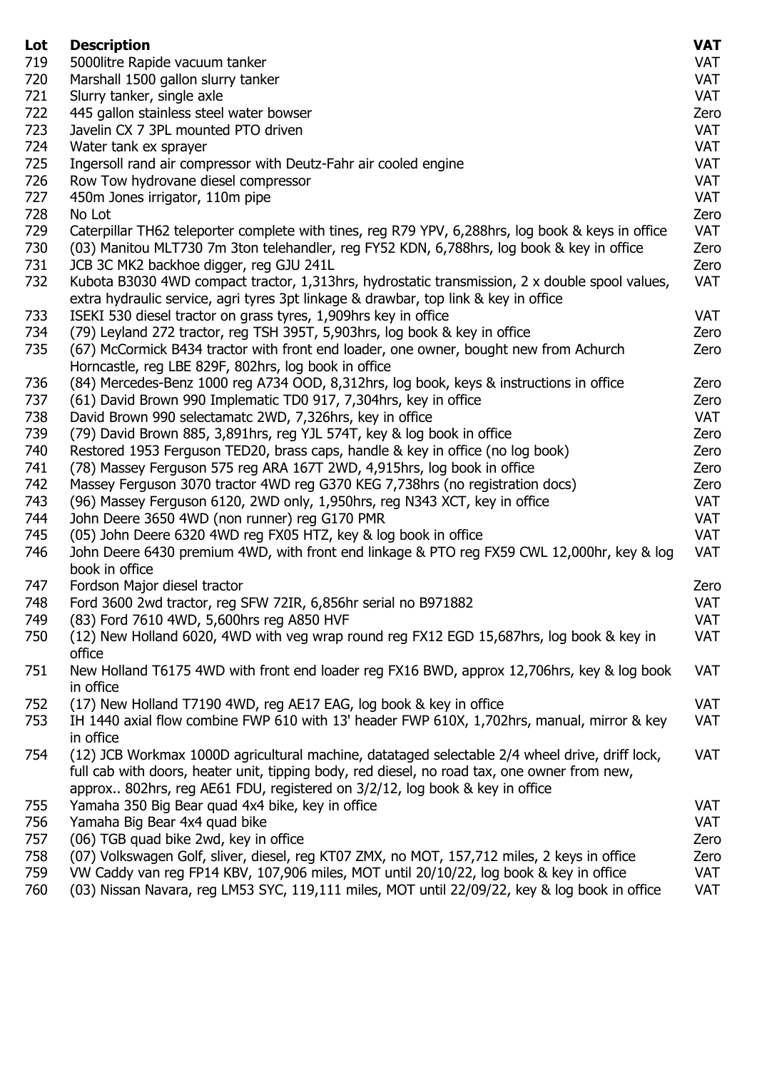| Lot | Description | VAT |
|---|---|---|
| 719 | 5000litre Rapide vacuum tanker | VAT |
| 720 | Marshall 1500 gallon slurry tanker | VAT |
| 721 | Slurry tanker, single axle | VAT |
| 722 | 445 gallon stainless steel water bowser | Zero |
| 723 | Javelin CX 7 3PL mounted PTO driven | VAT |
| 724 | Water tank ex sprayer | VAT |
| 725 | Ingersoll rand air compressor with Deutz-Fahr air cooled engine | VAT |
| 726 | Row Tow hydrovane diesel compressor | VAT |
| 727 | 450m Jones irrigator, 110m pipe | VAT |
| 728 | No Lot | Zero |
| 729 | Caterpillar TH62 teleporter complete with tines, reg R79 YPV, 6,288hrs, log book & keys in office | VAT |
| 730 | (03) Manitou MLT730 7m 3ton telehandler, reg FY52 KDN, 6,788hrs, log book & key in office | Zero |
| 731 | JCB 3C MK2 backhoe digger, reg GJU 241L | Zero |
| 732 | Kubota B3030 4WD compact tractor, 1,313hrs, hydrostatic transmission, 2 x double spool values, extra hydraulic service, agri tyres 3pt linkage & drawbar, top link & key in office | VAT |
| 733 | ISEKI 530 diesel tractor on grass tyres, 1,909hrs key in office | VAT |
| 734 | (79) Leyland 272 tractor, reg TSH 395T, 5,903hrs, log book & key in office | Zero |
| 735 | (67) McCormick B434 tractor with front end loader, one owner, bought new from Achurch Horncastle, reg LBE 829F, 802hrs, log book in office | Zero |
| 736 | (84) Mercedes-Benz 1000 reg A734 OOD, 8,312hrs, log book, keys & instructions in office | Zero |
| 737 | (61) David Brown 990 Implematic TD0 917, 7,304hrs, key in office | Zero |
| 738 | David Brown 990 selectamatc 2WD, 7,326hrs, key in office | VAT |
| 739 | (79) David Brown 885, 3,891hrs, reg YJL 574T, key & log book in office | Zero |
| 740 | Restored 1953 Ferguson TED20, brass caps, handle & key in office (no log book) | Zero |
| 741 | (78) Massey Ferguson 575 reg ARA 167T 2WD, 4,915hrs, log book in office | Zero |
| 742 | Massey Ferguson 3070 tractor 4WD reg G370 KEG 7,738hrs (no registration docs) | Zero |
| 743 | (96) Massey Ferguson 6120, 2WD only, 1,950hrs, reg N343 XCT, key in office | VAT |
| 744 | John Deere 3650 4WD (non runner) reg G170 PMR | VAT |
| 745 | (05) John Deere 6320 4WD reg FX05 HTZ, key & log book in office | VAT |
| 746 | John Deere 6430 premium 4WD, with front end linkage & PTO reg FX59 CWL 12,000hr, key & log book in office | VAT |
| 747 | Fordson Major diesel tractor | Zero |
| 748 | Ford 3600 2wd tractor, reg SFW 72IR, 6,856hr serial no B971882 | VAT |
| 749 | (83) Ford 7610 4WD, 5,600hrs reg A850 HVF | VAT |
| 750 | (12) New Holland 6020, 4WD with veg wrap round reg FX12 EGD 15,687hrs, log book & key in office | VAT |
| 751 | New Holland T6175 4WD with front end loader reg FX16 BWD, approx 12,706hrs, key & log book in office | VAT |
| 752 | (17) New Holland T7190 4WD, reg AE17 EAG, log book & key in office | VAT |
| 753 | IH 1440 axial flow combine FWP 610 with 13' header FWP 610X, 1,702hrs, manual, mirror & key in office | VAT |
| 754 | (12) JCB Workmax 1000D agricultural machine, datataged selectable 2/4 wheel drive, driff lock, full cab with doors, heater unit, tipping body, red diesel, no road tax, one owner from new, approx.. 802hrs, reg AE61 FDU, registered on 3/2/12, log book & key in office | VAT |
| 755 | Yamaha 350 Big Bear quad 4x4 bike, key in office | VAT |
| 756 | Yamaha Big Bear 4x4 quad bike | VAT |
| 757 | (06) TGB quad bike 2wd, key in office | Zero |
| 758 | (07) Volkswagen Golf, sliver, diesel, reg KT07 ZMX, no MOT, 157,712 miles, 2 keys in office | Zero |
| 759 | VW Caddy van reg FP14 KBV, 107,906 miles, MOT until 20/10/22, log book & key in office | VAT |
| 760 | (03) Nissan Navara, reg LM53 SYC, 119,111 miles, MOT until 22/09/22, key & log book in office | VAT |